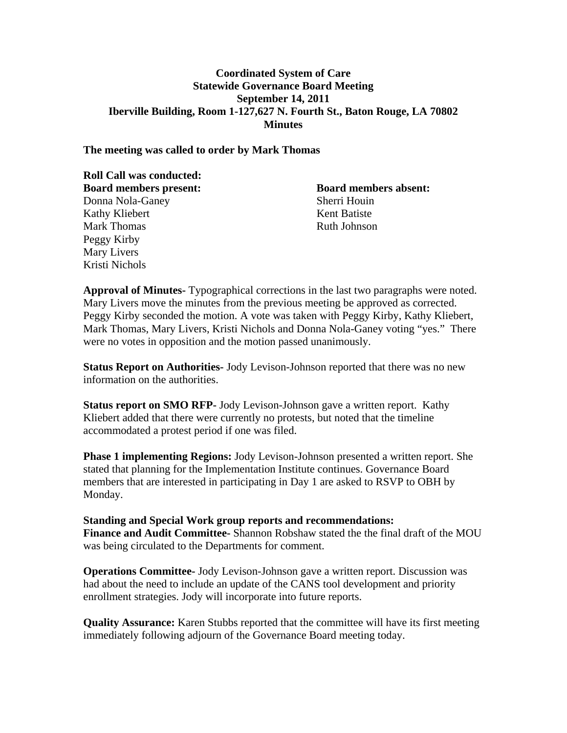**Coordinated System of Care**
**Statewide Governance Board Meeting**
**September 14, 2011**
**Iberville Building, Room 1-127,627 N. Fourth St., Baton Rouge, LA 70802**
**Minutes**

**The meeting was called to order by Mark Thomas**

**Roll Call was conducted:**

**Board members present:**
Donna Nola-Ganey
Kathy Kliebert
Mark Thomas
Peggy Kirby
Mary Livers
Kristi Nichols

**Board members absent:**
Sherri Houin
Kent Batiste
Ruth Johnson

**Approval of Minutes-** Typographical corrections in the last two paragraphs were noted. Mary Livers move the minutes from the previous meeting be approved as corrected. Peggy Kirby seconded the motion. A vote was taken with Peggy Kirby, Kathy Kliebert, Mark Thomas, Mary Livers, Kristi Nichols and Donna Nola-Ganey voting "yes." There were no votes in opposition and the motion passed unanimously.

**Status Report on Authorities-** Jody Levison-Johnson reported that there was no new information on the authorities.

**Status report on SMO RFP-** Jody Levison-Johnson gave a written report. Kathy Kliebert added that there were currently no protests, but noted that the timeline accommodated a protest period if one was filed.

**Phase 1 implementing Regions:** Jody Levison-Johnson presented a written report. She stated that planning for the Implementation Institute continues. Governance Board members that are interested in participating in Day 1 are asked to RSVP to OBH by Monday.

**Standing and Special Work group reports and recommendations:**
**Finance and Audit Committee-** Shannon Robshaw stated the the final draft of the MOU was being circulated to the Departments for comment.

**Operations Committee-** Jody Levison-Johnson gave a written report. Discussion was had about the need to include an update of the CANS tool development and priority enrollment strategies. Jody will incorporate into future reports.

**Quality Assurance:** Karen Stubbs reported that the committee will have its first meeting immediately following adjourn of the Governance Board meeting today.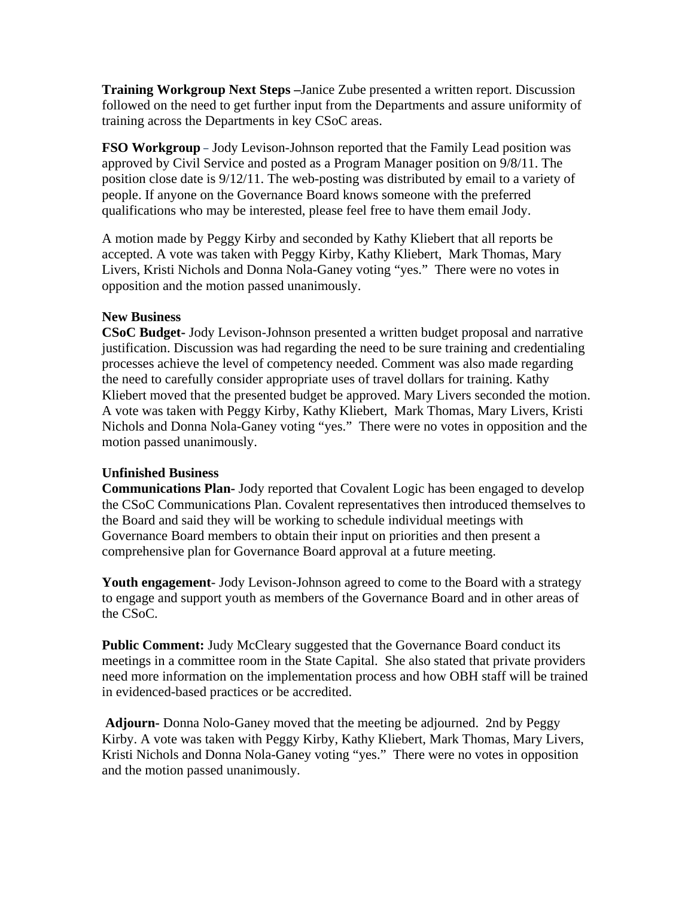**Training Workgroup Next Steps –**Janice Zube presented a written report. Discussion followed on the need to get further input from the Departments and assure uniformity of training across the Departments in key CSoC areas.

**FSO Workgroup** – Jody Levison-Johnson reported that the Family Lead position was approved by Civil Service and posted as a Program Manager position on 9/8/11. The position close date is 9/12/11. The web-posting was distributed by email to a variety of people. If anyone on the Governance Board knows someone with the preferred qualifications who may be interested, please feel free to have them email Jody.

A motion made by Peggy Kirby and seconded by Kathy Kliebert that all reports be accepted. A vote was taken with Peggy Kirby, Kathy Kliebert, Mark Thomas, Mary Livers, Kristi Nichols and Donna Nola-Ganey voting "yes." There were no votes in opposition and the motion passed unanimously.

**New Business**

**CSoC Budget-** Jody Levison-Johnson presented a written budget proposal and narrative justification. Discussion was had regarding the need to be sure training and credentialing processes achieve the level of competency needed. Comment was also made regarding the need to carefully consider appropriate uses of travel dollars for training. Kathy Kliebert moved that the presented budget be approved. Mary Livers seconded the motion. A vote was taken with Peggy Kirby, Kathy Kliebert, Mark Thomas, Mary Livers, Kristi Nichols and Donna Nola-Ganey voting "yes." There were no votes in opposition and the motion passed unanimously.

**Unfinished Business**

**Communications Plan-** Jody reported that Covalent Logic has been engaged to develop the CSoC Communications Plan. Covalent representatives then introduced themselves to the Board and said they will be working to schedule individual meetings with Governance Board members to obtain their input on priorities and then present a comprehensive plan for Governance Board approval at a future meeting.

**Youth engagement**- Jody Levison-Johnson agreed to come to the Board with a strategy to engage and support youth as members of the Governance Board and in other areas of the CSoC.

**Public Comment:** Judy McCleary suggested that the Governance Board conduct its meetings in a committee room in the State Capital. She also stated that private providers need more information on the implementation process and how OBH staff will be trained in evidenced-based practices or be accredited.

**Adjourn-** Donna Nolo-Ganey moved that the meeting be adjourned. 2nd by Peggy Kirby. A vote was taken with Peggy Kirby, Kathy Kliebert, Mark Thomas, Mary Livers, Kristi Nichols and Donna Nola-Ganey voting "yes." There were no votes in opposition and the motion passed unanimously.